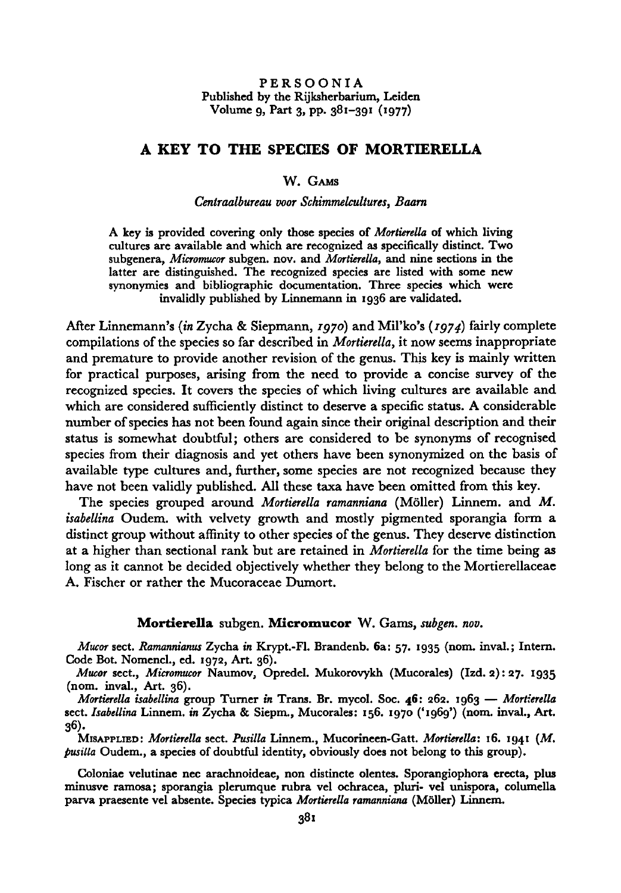PERSOONIA
Published by the Rijksherbarium, Leiden
Volume 9, Part 3, pp. 381–391 (1977)

# A KEY TO THE SPECIES OF MORTIERELLA

W. Gams

*Centraalbureau voor Schimmelcultures, Baarn*

A key is provided covering only those species of *Mortierella* of which living cultures are available and which are recognized as specifically distinct. Two subgenera, *Micromucor* subgen. nov. and *Mortierella*, and nine sections in the latter are distinguished. The recognized species are listed with some new synonymies and bibliographic documentation. Three species which were invalidly published by Linnemann in 1936 are validated.

After Linnemann's (*in* Zycha & Siepmann, *1970*) and Mil'ko's (*1974*) fairly complete compilations of the species so far described in *Mortierella*, it now seems inappropriate and premature to provide another revision of the genus. This key is mainly written for practical purposes, arising from the need to provide a concise survey of the recognized species. It covers the species of which living cultures are available and which are considered sufficiently distinct to deserve a specific status. A considerable number of species has not been found again since their original description and their status is somewhat doubtful; others are considered to be synonyms of recognised species from their diagnosis and yet others have been synonymized on the basis of available type cultures and, further, some species are not recognized because they have not been validly published. All these taxa have been omitted from this key.

The species grouped around *Mortierella ramanniana* (Möller) Linnem. and *M. isabellina* Oudem. with velvety growth and mostly pigmented sporangia form a distinct group without affinity to other species of the genus. They deserve distinction at a higher than sectional rank but are retained in *Mortierella* for the time being as long as it cannot be decided objectively whether they belong to the Mortierellaceae A. Fischer or rather the Mucoraceae Dumort.

## **Mortierella** subgen. **Micromucor** W. Gams, *subgen. nov.*

*Mucor* sect. *Ramannianus* Zycha *in* Krypt.-Fl. Brandenb. **6a**: 57. 1935 (nom. inval.; Intern. Code Bot. Nomencl., ed. 1972, Art. 36).

*Mucor* sect., *Micromucor* Naumov, Opredel. Mukorovykh (Mucorales) (Izd. 2): 27. 1935 (nom. inval., Art. 36).

*Mortierella isabellina* group Turner *in* Trans. Br. mycol. Soc. **46**: 262. 1963 — *Mortierella* sect. *Isabellina* Linnem. *in* Zycha & Siepm., Mucorales: 156. 1970 ('1969') (nom. inval., Art. 36).

MISAPPLIED: *Mortierella* sect. *Pusilla* Linnem., Mucorineen-Gatt. *Mortierella*: 16. 1941 (*M. pusilla* Oudem., a species of doubtful identity, obviously does not belong to this group).

Coloniae velutinae nec arachnoideae, non distincte olentes. Sporangiophora erecta, plus minusve ramosa; sporangia plerumque rubra vel ochracea, pluri- vel unispora, columella parva praesente vel absente. Species typica *Mortierella ramanniana* (Möller) Linnem.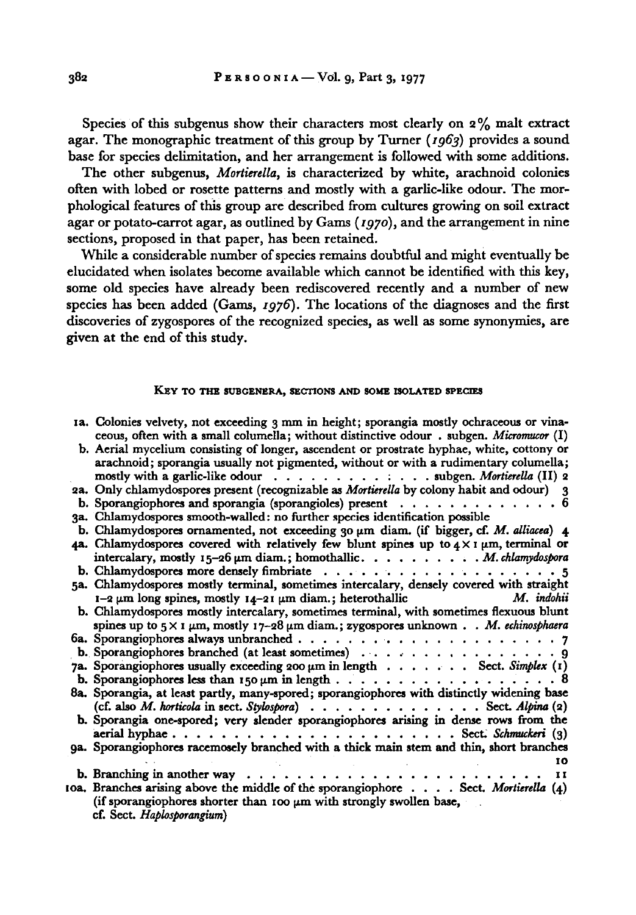Species of this subgenus show their characters most clearly on 2% malt extract agar. The monographic treatment of this group by Turner (*1963*) provides a sound base for species delimitation, and her arrangement is followed with some additions.

The other subgenus, *Mortierella*, is characterized by white, arachnoid colonies often with lobed or rosette patterns and mostly with a garlic-like odour. The morphological features of this group are described from cultures growing on soil extract agar or potato-carrot agar, as outlined by Gams (*1970*), and the arrangement in nine sections, proposed in that paper, has been retained.

While a considerable number of species remains doubtful and might eventually be elucidated when isolates become available which cannot be identified with this key, some old species have already been rediscovered recently and a number of new species has been added (Gams, *1976*). The locations of the diagnoses and the first discoveries of zygospores of the recognized species, as well as some synonymies, are given at the end of this study.

## Key to the subgenera, sections and some isolated species

1a. Colonies velvety, not exceeding 3 mm in height; sporangia mostly ochraceous or vinaceous, often with a small columella; without distinctive odour . subgen. *Micromucor* (I)

b. Aerial mycelium consisting of longer, ascendent or prostrate hyphae, white, cottony or arachnoid; sporangia usually not pigmented, without or with a rudimentary columella; mostly with a garlic-like odour . . . . . . . . . . . . . subgen. *Mortierella* (II) 2

2a. Only chlamydospores present (recognizable as *Mortierella* by colony habit and odour) 3

b. Sporangiophores and sporangia (sporangioles) present . . . . . . . . . . . . 6

3a. Chlamydospores smooth-walled: no further species identification possible

b. Chlamydospores ornamented, not exceeding 30 µm diam. (if bigger, cf. *M. alliacea*) 4

4a. Chlamydospores covered with relatively few blunt spines up to $4 \times 1$ µm, terminal or intercalary, mostly 15–26 µm diam.; homothallic. . . . . . . . . . *M. chlamydospora*

b. Chlamydospores more densely fimbriate . . . . . . . . . . . . . . . . . . 5

5a. Chlamydospores mostly terminal, sometimes intercalary, densely covered with straight 1–2 µm long spines, mostly 14–21 µm diam.; heterothallic *M. indohii*

b. Chlamydospores mostly intercalary, sometimes terminal, with sometimes flexuous blunt spines up to $5 \times 1$ µm, mostly 17–28 µm diam.; zygospores unknown . . *M. echinosphaera*

6a. Sporangiophores always unbranched . . . . . . . . . . . . . . . . . . . . 7

b. Sporangiophores branched (at least sometimes) . . . . . . . . . . . . . . 9

7a. Sporangiophores usually exceeding 200 µm in length . . . . . . . Sect. *Simplex* (1)

b. Sporangiophores less than 150 µm in length . . . . . . . . . . . . . . . . . 8

8a. Sporangia, at least partly, many-spored; sporangiophores with distinctly widening base (cf. also *M. horticola* in sect. *Stylospora*) . . . . . . . . . . . . . Sect. *Alpina* (2)

b. Sporangia one-spored; very slender sporangiophores arising in dense rows from the aerial hyphae . . . . . . . . . . . . . . . . . . . . . . . . Sect. *Schmuckeri* (3)

9a. Sporangiophores racemosely branched with a thick main stem and thin, short branches 10

b. Branching in another way . . . . . . . . . . . . . . . . . . . . . . . . 11

10a. Branches arising above the middle of the sporangiophore . . . . Sect. *Mortierella* (4) (if sporangiophores shorter than 100 µm with strongly swollen base, cf. Sect. *Haplosporangium*)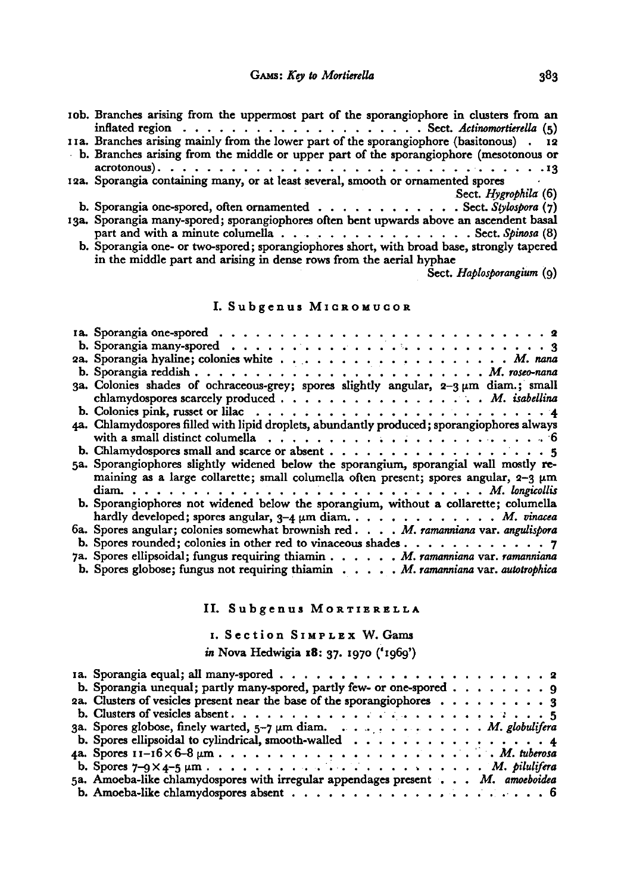10b. Branches arising from the uppermost part of the sporangiophore in clusters from an inflated region . . . . . . . . . . . . . . . . . . . . Sect. *Actinomortierella* (5)

11a. Branches arising mainly from the lower part of the sporangiophore (basitonous) . 12

b. Branches arising from the middle or upper part of the sporangiophore (mesotonous or acrotonous). . . . . . . . . . . . . . . . . . . . . . . . . . . . . 13

12a. Sporangia containing many, or at least several, smooth or ornamented spores Sect. *Hygrophila* (6)

b. Sporangia one-spored, often ornamented . . . . . . . . . . . Sect. *Stylospora* (7)

13a. Sporangia many-spored; sporangiophores often bent upwards above an ascendent basal part and with a minute columella . . . . . . . . . . . . . . . Sect. *Spinosa* (8)

b. Sporangia one- or two-spored; sporangiophores short, with broad base, strongly tapered in the middle part and arising in dense rows from the aerial hyphae Sect. *Haplosporangium* (9)

## I. Subgenus Micromucor

1a. Sporangia one-spored . . . . . . . . . . . . . . . . . . . . . . . . . 2

b. Sporangia many-spored . . . . . . . . . . . . . . . . . . . . . . . . 3

2a. Sporangia hyaline; colonies white . . . . . . . . . . . . . . . . . . *M. nana*

b. Sporangia reddish . . . . . . . . . . . . . . . . . . . . . . . *M. roseo-nana*

3a. Colonies shades of ochraceous-grey; spores slightly angular, 2–3 μm diam.; small chlamydospores scarcely produced . . . . . . . . . . . . . . . . *M. isabellina*

b. Colonies pink, russet or lilac . . . . . . . . . . . . . . . . . . . . . . 4

4a. Chlamydospores filled with lipid droplets, abundantly produced; sporangiophores always with a small distinct columella . . . . . . . . . . . . . . . . . . . . . 6

b. Chlamydospores small and scarce or absent . . . . . . . . . . . . . . . . 5

5a. Sporangiophores slightly widened below the sporangium, sporangial wall mostly remaining as a large collarette; small columella often present; spores angular, 2–3 μm diam. . . . . . . . . . . . . . . . . . . . . . . . . . . *M. longicollis*

b. Sporangiophores not widened below the sporangium, without a collarette; columella hardly developed; spores angular, 3–4 μm diam. . . . . . . . . . . . . *M. vinacea*

6a. Spores angular; colonies somewhat brownish red . . . . *M. ramanniana* var. *angulispora*

b. Spores rounded; colonies in other red to vinaceous shades . . . . . . . . . . . 7

7a. Spores ellipsoidal; fungus requiring thiamin . . . . . . *M. ramanniana* var. *ramanniana*

b. Spores globose; fungus not requiring thiamin . . . . . *M. ramanniana* var. *autotrophica*

## II. Subgenus Mortierella

### 1. Section Simplex W. Gams

*in* Nova Hedwigia **18**: 37. 1970 ('1969')

1a. Sporangia equal; all many-spored . . . . . . . . . . . . . . . . . . . . 2

b. Sporangia unequal; partly many-spored, partly few- or one-spored . . . . . . . . 9

2a. Clusters of vesicles present near the base of the sporangiophores . . . . . . . . 3

b. Clusters of vesicles absent . . . . . . . . . . . . . . . . . . . . . . . 5

3a. Spores globose, finely warted, 5–7 μm diam. . . . . . . . . . . . . *M. globulifera*

b. Spores ellipsoidal to cylindrical, smooth-walled . . . . . . . . . . . . . . 4

4a. Spores 11–16 × 6–8 μm . . . . . . . . . . . . . . . . . . . . . . *M. tuberosa*

b. Spores 7–9 × 4–5 μm . . . . . . . . . . . . . . . . . . . . . . . *M. pilulifera*

5a. Amoeba-like chlamydospores with irregular appendages present . . . *M. amoeboidea*

b. Amoeba-like chlamydospores absent . . . . . . . . . . . . . . . . . . . 6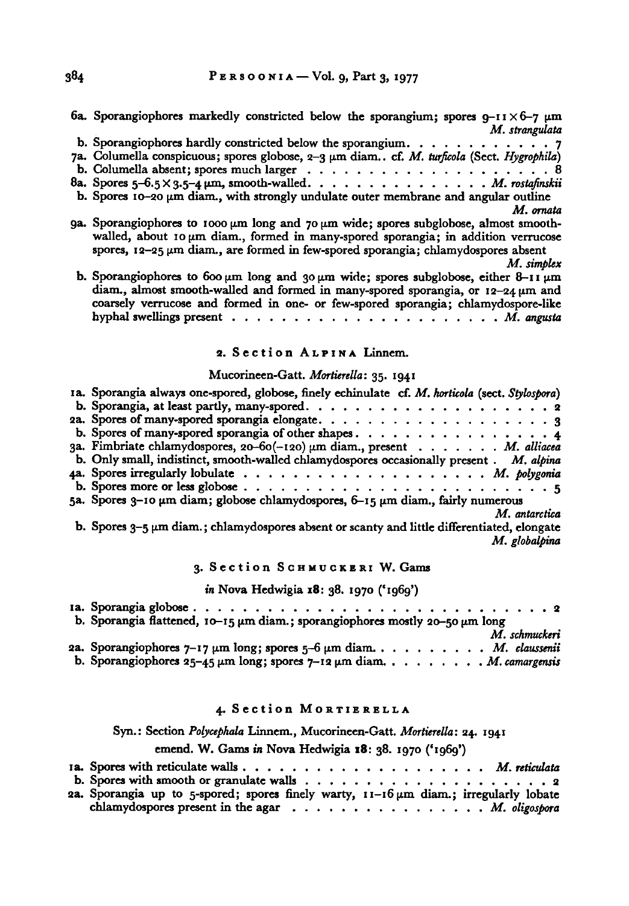6a. Sporangiophores markedly constricted below the sporangium; spores 9–11 × 6–7 µm *M. strangulata*
b. Sporangiophores hardly constricted below the sporangium. . . . . . . . . . . 7
7a. Columella conspicuous; spores globose, 2–3 µm diam.. cf. *M. turficola* (Sect. *Hygrophila*)
b. Columella absent; spores much larger . . . . . . . . . . . . . . . . . . . 8
8a. Spores 5–6.5 × 3.5–4 µm, smooth-walled. . . . . . . . . . . . . . . *M. rostafinskii*
b. Spores 10–20 µm diam., with strongly undulate outer membrane and angular outline *M. ornata*
9a. Sporangiophores to 1000 µm long and 70 µm wide; spores subglobose, almost smooth-walled, about 10 µm diam., formed in many-spored sporangia; in addition verrucose spores, 12–25 µm diam., are formed in few-spored sporangia; chlamydospores absent *M. simplex*
b. Sporangiophores to 600 µm long and 30 µm wide; spores subglobose, either 8–11 µm diam., almost smooth-walled and formed in many-spored sporangia, or 12–24 µm and coarsely verrucose and formed in one- or few-spored sporangia; chlamydospore-like hyphal swellings present . . . . . . . . . . . . . . . . . . . . . *M. angusta*

## 2. Section Alpina Linnem.

Mucorineen-Gatt. *Mortierella*: 35. 1941

1a. Sporangia always one-spored, globose, finely echinulate cf. *M. horticola* (sect. *Stylospora*)
b. Sporangia, at least partly, many-spored. . . . . . . . . . . . . . . . . . . . 2
2a. Spores of many-spored sporangia elongate. . . . . . . . . . . . . . . . . . . 3
b. Spores of many-spored sporangia of other shapes . . . . . . . . . . . . . . . 4
3a. Fimbriate chlamydospores, 20–60(–120) µm diam., present . . . . . . . *M. alliacea*
b. Only small, indistinct, smooth-walled chlamydospores occasionally present . *M. alpina*
4a. Spores irregularly lobulate . . . . . . . . . . . . . . . . . . . . . *M. polygonia*
b. Spores more or less globose . . . . . . . . . . . . . . . . . . . . . . . . 5
5a. Spores 3–10 µm diam; globose chlamydospores, 6–15 µm diam., fairly numerous *M. antarctica*
b. Spores 3–5 µm diam.; chlamydospores absent or scanty and little differentiated, elongate *M. globalpina*

## 3. Section Schmuckeri W. Gams

*in* Nova Hedwigia **18**: 38. 1970 ('1969')

1a. Sporangia globose . . . . . . . . . . . . . . . . . . . . . . . . . . . . 2
b. Sporangia flattened, 10–15 µm diam.; sporangiophores mostly 20–50 µm long *M. schmuckeri*
2a. Sporangiophores 7–17 µm long; spores 5–6 µm diam. . . . . . . . . . *M. claussenii*
b. Sporangiophores 25–45 µm long; spores 7–12 µm diam. . . . . . . . . *M. camargensis*

## 4. Section Mortierella

Syn.: Section *Polycephala* Linnem., Mucorineen-Gatt. *Mortierella*: 24. 1941

emend. W. Gams *in* Nova Hedwigia **18**: 38. 1970 ('1969')

1a. Spores with reticulate walls . . . . . . . . . . . . . . . . . . . . *M. reticulata*
b. Spores with smooth or granulate walls . . . . . . . . . . . . . . . . . . . 2
2a. Sporangia up to 5-spored; spores finely warty, 11–16 µm diam.; irregularly lobate chlamydospores present in the agar . . . . . . . . . . . . . . . . *M. oligospora*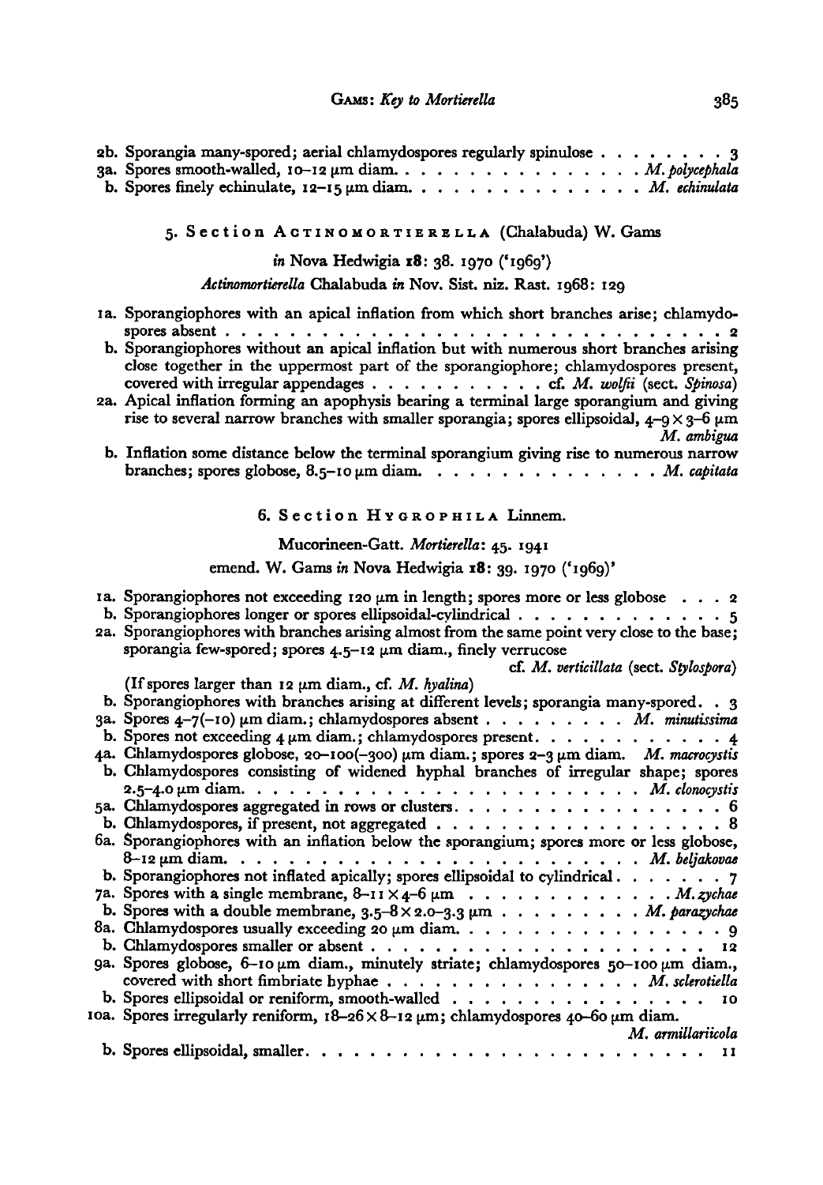2b. Sporangia many-spored; aerial chlamydospores regularly spinulose . . . . . . . . 3
3a. Spores smooth-walled, 10–12 μm diam. . . . . . . . . . . . . . . . *M. polycephala*
b. Spores finely echinulate, 12–15 μm diam. . . . . . . . . . . . . . . *M. echinulata*

## 5. Section Actinomortierella (Chalabuda) W. Gams

*in* Nova Hedwigia **18**: 38. 1970 ('1969')

*Actinomortierella* Chalabuda *in* Nov. Sist. niz. Rast. 1968: 129

1a. Sporangiophores with an apical inflation from which short branches arise; chlamydospores absent . . . . . . . . . . . . . . . . . . . . . . . . . . . . . . 2
b. Sporangiophores without an apical inflation but with numerous short branches arising close together in the uppermost part of the sporangiophore; chlamydospores present, covered with irregular appendages . . . . . . . . . . . cf. *M. wolfii* (sect. *Spinosa*)
2a. Apical inflation forming an apophysis bearing a terminal large sporangium and giving rise to several narrow branches with smaller sporangia; spores ellipsoidal, 4–9 × 3–6 μm *M. ambigua*
b. Inflation some distance below the terminal sporangium giving rise to numerous narrow branches; spores globose, 8.5–10 μm diam. . . . . . . . . . . . . . . . *M. capitata*

## 6. Section Hygrophila Linnem.

Mucorineen-Gatt. *Mortierella*: 45. 1941

emend. W. Gams *in* Nova Hedwigia **18**: 39. 1970 ('1969)'

1a. Sporangiophores not exceeding 120 μm in length; spores more or less globose . . . 2
b. Sporangiophores longer or spores ellipsoidal-cylindrical . . . . . . . . . . . . . 5
2a. Sporangiophores with branches arising almost from the same point very close to the base; sporangia few-spored; spores 4.5–12 μm diam., finely verrucose cf. *M. verticillata* (sect. *Stylospora*)
(If spores larger than 12 μm diam., cf. *M. hyalina*)
b. Sporangiophores with branches arising at different levels; sporangia many-spored. . 3
3a. Spores 4–7(–10) μm diam.; chlamydospores absent . . . . . . . . . *M. minutissima*
b. Spores not exceeding 4 μm diam.; chlamydospores present. . . . . . . . . . . 4
4a. Chlamydospores globose, 20–100(–300) μm diam.; spores 2–3 μm diam. *M. macrocystis*
b. Chlamydospores consisting of widened hyphal branches of irregular shape; spores 2.5–4.0 μm diam. . . . . . . . . . . . . . . . . . . . . . . . *M. clonocystis*
5a. Chlamydospores aggregated in rows or clusters. . . . . . . . . . . . . . . . . 6
b. Chlamydospores, if present, not aggregated . . . . . . . . . . . . . . . . . 8
6a. Sporangiophores with an inflation below the sporangium; spores more or less globose, 8–12 μm diam. . . . . . . . . . . . . . . . . . . . . . . . . *M. beljakovae*
b. Sporangiophores not inflated apically; spores ellipsoidal to cylindrical. . . . . . . 7
7a. Spores with a single membrane, 8–11 × 4–6 μm . . . . . . . . . . . . . *M. zychae*
b. Spores with a double membrane, 3.5–8 × 2.0–3.3 μm . . . . . . . . . *M. parazychae*
8a. Chlamydospores usually exceeding 20 μm diam. . . . . . . . . . . . . . . . . 9
b. Chlamydospores smaller or absent . . . . . . . . . . . . . . . . . . . . . 12
9a. Spores globose, 6–10 μm diam., minutely striate; chlamydospores 50–100 μm diam., covered with short fimbriate hyphae . . . . . . . . . . . . . . . *M. sclerotiella*
b. Spores ellipsoidal or reniform, smooth-walled . . . . . . . . . . . . . . . . 10
10a. Spores irregularly reniform, 18–26 × 8–12 μm; chlamydospores 40–60 μm diam. *M. armillariicola*
b. Spores ellipsoidal, smaller. . . . . . . . . . . . . . . . . . . . . . . . 11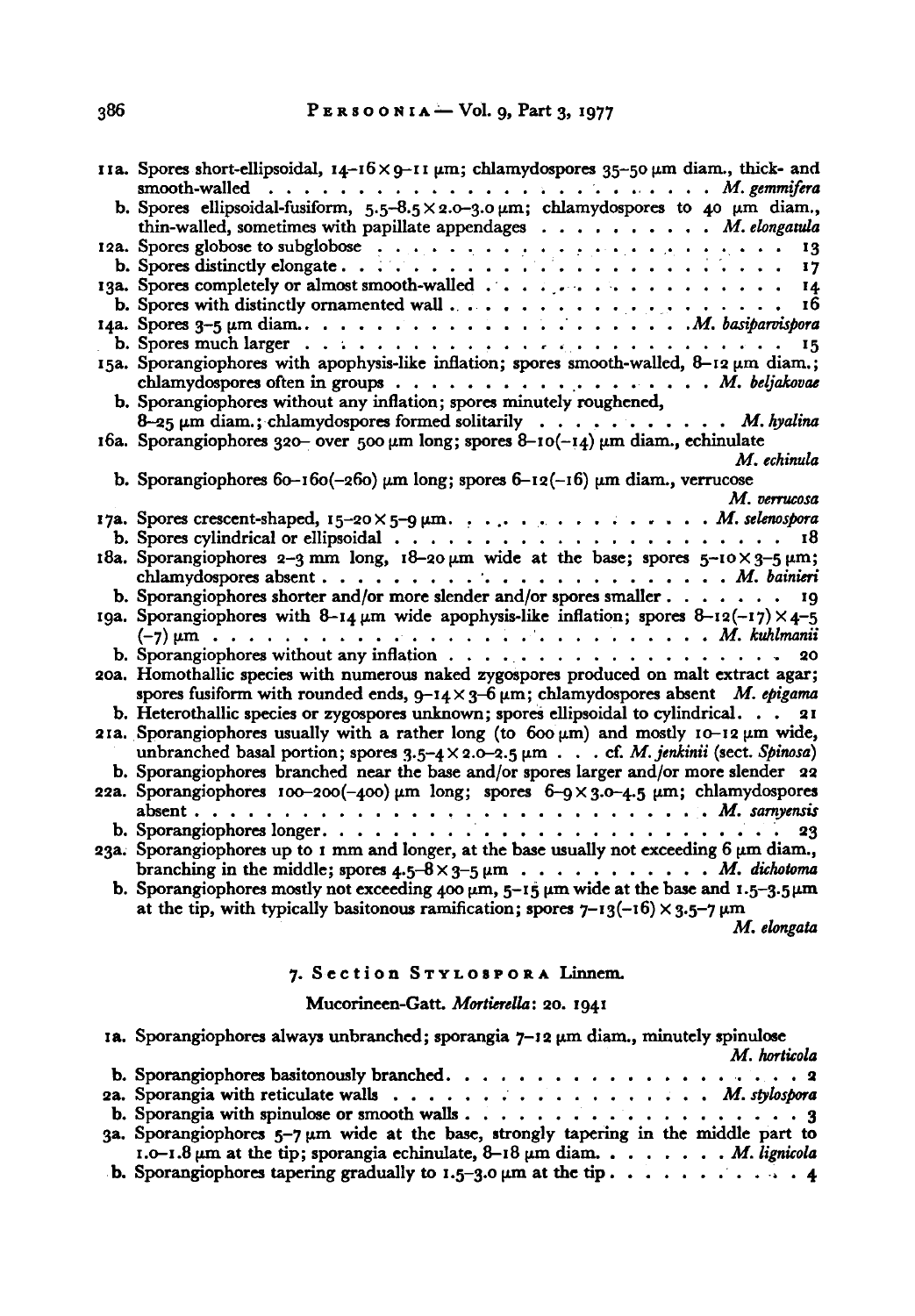11a. Spores short-ellipsoidal, 14–16 × 9–11 µm; chlamydospores 35–50 µm diam., thick- and smooth-walled . . . . . . . . . . . . . . . . . . . . . . . . *M. gemmifera*

b. Spores ellipsoidal-fusiform, 5.5–8.5 × 2.0–3.0 µm; chlamydospores to 40 µm diam., thin-walled, sometimes with papillate appendages . . . . . . . . . . *M. elongatula*

12a. Spores globose to subglobose . . . . . . . . . . . . . . . . . . . . . . 13

b. Spores distinctly elongate . . . . . . . . . . . . . . . . . . . . . . . 17

13a. Spores completely or almost smooth-walled . . . . . . . . . . . . . . . . 14

b. Spores with distinctly ornamented wall . . . . . . . . . . . . . . . . . . 16

14a. Spores 3–5 µm diam. . . . . . . . . . . . . . . . . . . . . . *M. basiparvispora*

b. Spores much larger . . . . . . . . . . . . . . . . . . . . . . . . . 15

15a. Sporangiophores with apophysis-like inflation; spores smooth-walled, 8–12 µm diam.; chlamydospores often in groups . . . . . . . . . . . . . . . . . . *M. beljakovae*

b. Sporangiophores without any inflation; spores minutely roughened, 8–25 µm diam.; chlamydospores formed solitarily . . . . . . . . . . . *M. hyalina*

16a. Sporangiophores 320– over 500 µm long; spores 8–10(–14) µm diam., echinulate *M. echinula*

b. Sporangiophores 60–160(–260) µm long; spores 6–12(–16) µm diam., verrucose *M. verrucosa*

17a. Spores crescent-shaped, 15–20 × 5–9 µm. . . . . . . . . . . . . . . . *M. selenospora*

b. Spores cylindrical or ellipsoidal . . . . . . . . . . . . . . . . . . . . . 18

18a. Sporangiophores 2–3 mm long, 18–20 µm wide at the base; spores 5–10 × 3–5 µm; chlamydospores absent . . . . . . . . . . . . . . . . . . . . . . . *M. bainieri*

b. Sporangiophores shorter and/or more slender and/or spores smaller . . . . . . . 19

19a. Sporangiophores with 8–14 µm wide apophysis-like inflation; spores 8–12(–17) × 4–5 (–7) µm . . . . . . . . . . . . . . . . . . . . . . . . . . *M. kuhlmanii*

b. Sporangiophores without any inflation . . . . . . . . . . . . . . . . . . 20

20a. Homothallic species with numerous naked zygospores produced on malt extract agar; spores fusiform with rounded ends, 9–14 × 3–6 µm; chlamydospores absent *M. epigama*

b. Heterothallic species or zygospores unknown; spores ellipsoidal to cylindrical. . . 21

21a. Sporangiophores usually with a rather long (to 600 µm) and mostly 10–12 µm wide, unbranched basal portion; spores 3.5–4 × 2.0–2.5 µm . . . cf. *M. jenkinii* (sect. *Spinosa*)

b. Sporangiophores branched near the base and/or spores larger and/or more slender 22

22a. Sporangiophores 100–200(–400) µm long; spores 6–9 × 3.0–4.5 µm; chlamydospores absent . . . . . . . . . . . . . . . . . . . . . . . . . . . *M. sarnyensis*

b. Sporangiophores longer. . . . . . . . . . . . . . . . . . . . . . . . 23

23a. Sporangiophores up to 1 mm and longer, at the base usually not exceeding 6 µm diam., branching in the middle; spores 4.5–8 × 3–5 µm . . . . . . . . . . . *M. dichotoma*

b. Sporangiophores mostly not exceeding 400 µm, 5–15 µm wide at the base and 1.5–3.5 µm at the tip, with typically basitonous ramification; spores 7–13(–16) × 3.5–7 µm *M. elongata*

## 7. Section Stylospora Linnem.

Mucorineen-Gatt. *Mortierella*: 20. 1941

1a. Sporangiophores always unbranched; sporangia 7–12 µm diam., minutely spinulose *M. horticola*

b. Sporangiophores basitonously branched. . . . . . . . . . . . . . . . . . 2

2a. Sporangia with reticulate walls . . . . . . . . . . . . . . . . . . *M. stylospora*

b. Sporangia with spinulose or smooth walls . . . . . . . . . . . . . . . . . 3

3a. Sporangiophores 5–7 µm wide at the base, strongly tapering in the middle part to 1.0–1.8 µm at the tip; sporangia echinulate, 8–18 µm diam. . . . . . . . *M. lignicola*

b. Sporangiophores tapering gradually to 1.5–3.0 µm at the tip . . . . . . . . . . 4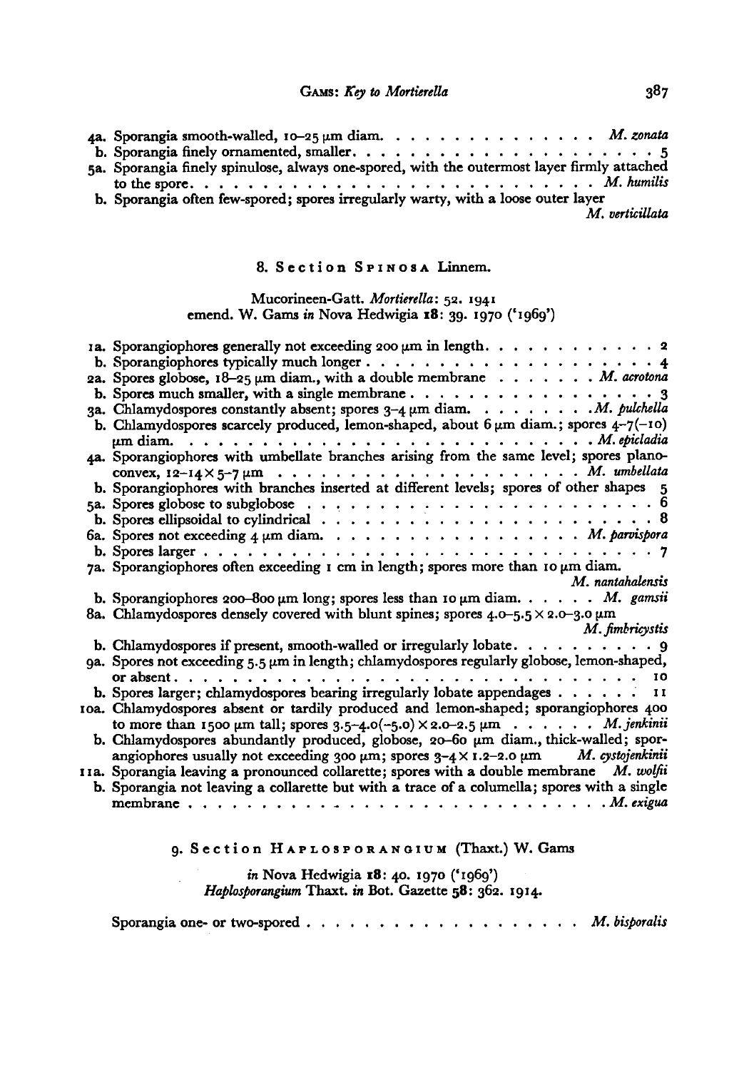4a. Sporangia smooth-walled, 10–25 μm diam. . . . . . . . . . . . . . . . *M. zonata*
 b. Sporangia finely ornamented, smaller. . . . . . . . . . . . . . . . . . . . . . 5
5a. Sporangia finely spinulose, always one-spored, with the outermost layer firmly attached to the spore. . . . . . . . . . . . . . . . . . . . . . . . . . *M. humilis*
 b. Sporangia often few-spored; spores irregularly warty, with a loose outer layer *M. verticillata*

## 8. Section Spinosa Linnem.

Mucorineen-Gatt. *Mortierella*: 52. 1941
emend. W. Gams *in* Nova Hedwigia **18**: 39. 1970 ('1969')

1a. Sporangiophores generally not exceeding 200 μm in length. . . . . . . . . . . . 2
 b. Sporangiophores typically much longer . . . . . . . . . . . . . . . . . . . . . 4
2a. Spores globose, 18–25 μm diam., with a double membrane . . . . . . . *M. acrotona*
 b. Spores much smaller, with a single membrane . . . . . . . . . . . . . . . . . 3
3a. Chlamydospores constantly absent; spores 3–4 μm diam. . . . . . . . . *M. pulchella*
 b. Chlamydospores scarcely produced, lemon-shaped, about 6 μm diam.; spores 4–7(–10) μm diam. . . . . . . . . . . . . . . . . . . . . . . . . . *M. epicladia*
4a. Sporangiophores with umbellate branches arising from the same level; spores plano-convex, 12–14 × 5–7 μm . . . . . . . . . . . . . . . . . . . . . *M. umbellata*
 b. Sporangiophores with branches inserted at different levels; spores of other shapes 5
5a. Spores globose to subglobose . . . . . . . . . . . . . . . . . . . . . . . . 6
 b. Spores ellipsoidal to cylindrical . . . . . . . . . . . . . . . . . . . . . . 8
6a. Spores not exceeding 4 μm diam. . . . . . . . . . . . . . . . . . . *M. parvispora*
 b. Spores larger . . . . . . . . . . . . . . . . . . . . . . . . . . . . . . 7
7a. Sporangiophores often exceeding 1 cm in length; spores more than 10 μm diam. *M. nantahalensis*
 b. Sporangiophores 200–800 μm long; spores less than 10 μm diam. . . . . . *M. gamsii*
8a. Chlamydospores densely covered with blunt spines; spores 4.0–5.5 × 2.0–3.0 μm *M. fimbricystis*
 b. Chlamydospores if present, smooth-walled or irregularly lobate. . . . . . . . . 9
9a. Spores not exceeding 5.5 μm in length; chlamydospores regularly globose, lemon-shaped, or absent . . . . . . . . . . . . . . . . . . . . . . . . . . . . . . 10
 b. Spores larger; chlamydospores bearing irregularly lobate appendages . . . . . . 11
10a. Chlamydospores absent or tardily produced and lemon-shaped; sporangiophores 400 to more than 1500 μm tall; spores 3.5–4.0(–5.0) × 2.0–2.5 μm . . . . . . *M. jenkinii*
 b. Chlamydospores abundantly produced, globose, 20–60 μm diam., thick-walled; sporangiophores usually not exceeding 300 μm; spores 3–4 × 1.2–2.0 μm *M. cystojenkinii*
11a. Sporangia leaving a pronounced collarette; spores with a double membrane *M. wolfii*
 b. Sporangia not leaving a collarette but with a trace of a columella; spores with a single membrane . . . . . . . . . . . . . . . . . . . . . . . . . . . . *M. exigua*

## 9. Section Haplosporangium (Thaxt.) W. Gams

*in* Nova Hedwigia **18**: 40. 1970 ('1969')
*Haplosporangium* Thaxt. *in* Bot. Gazette **58**: 362. 1914.

Sporangia one- or two-spored . . . . . . . . . . . . . . . . . . . . *M. bisporalis*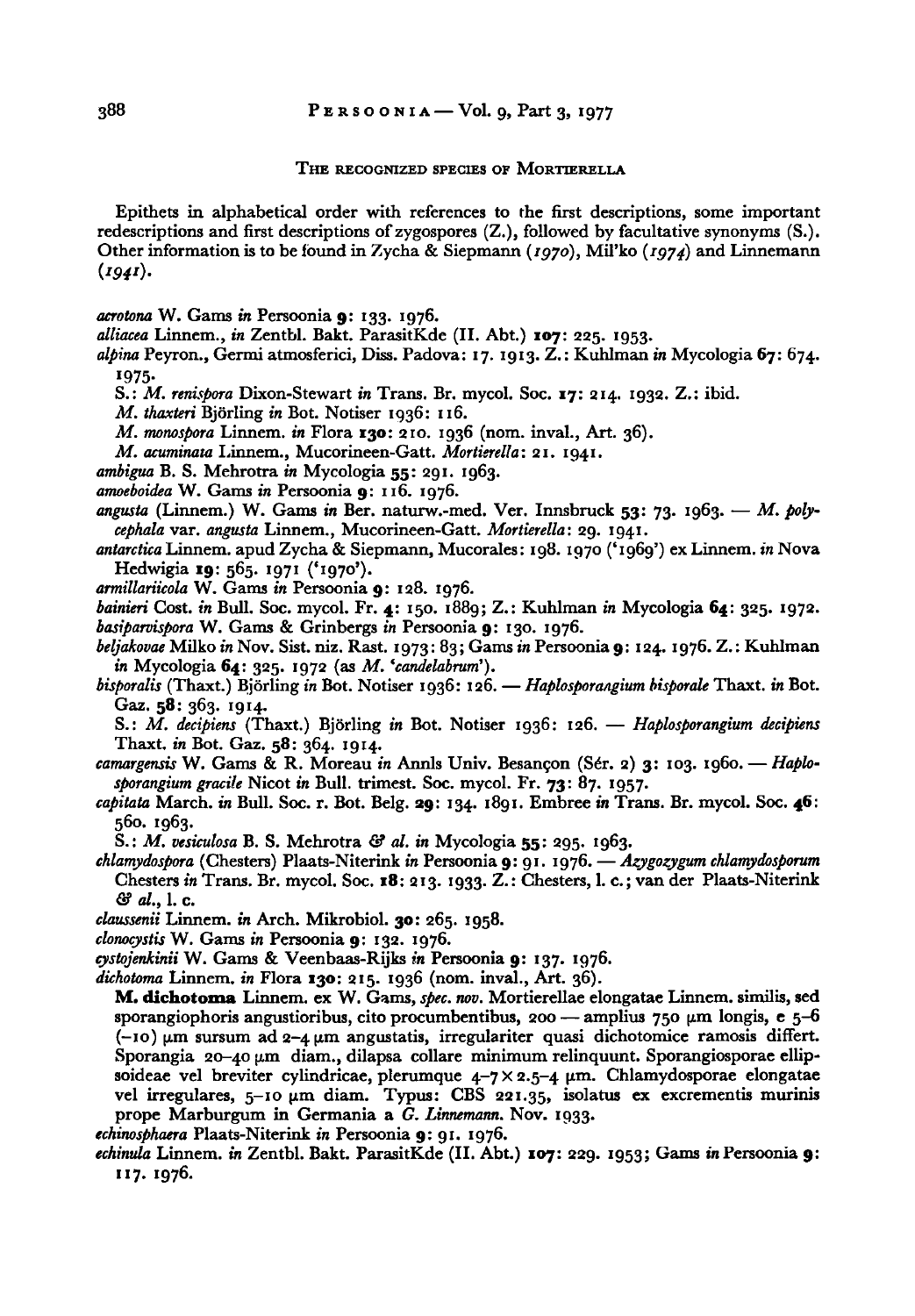### THE RECOGNIZED SPECIES OF MORTIERELLA

Epithets in alphabetical order with references to the first descriptions, some important redescriptions and first descriptions of zygospores (Z.), followed by facultative synonyms (S.). Other information is to be found in Zycha & Siepmann (*1970*), Mil'ko (*1974*) and Linnemann (*1941*).

*acrotona* W. Gams *in* Persoonia **9**: 133. 1976.

*alliacea* Linnem., *in* Zentbl. Bakt. ParasitKde (II. Abt.) **107**: 225. 1953.

*alpina* Peyron., Germi atmosferici, Diss. Padova: 17. 1913. Z.: Kuhlman *in* Mycologia **67**: 674. 1975.

S.: *M. renispora* Dixon-Stewart *in* Trans. Br. mycol. Soc. **17**: 214. 1932. Z.: ibid.

*M. thaxteri* Björling *in* Bot. Notiser 1936: 116.

*M. monospora* Linnem. *in* Flora **130**: 210. 1936 (nom. inval., Art. 36).

*M. acuminata* Linnem., Mucorineen-Gatt. *Mortierella*: 21. 1941.

*ambigua* B. S. Mehrotra *in* Mycologia **55**: 291. 1963.

*amoeboidea* W. Gams *in* Persoonia **9**: 116. 1976.

*angusta* (Linnem.) W. Gams *in* Ber. naturw.-med. Ver. Innsbruck **53**: 73. 1963. — *M. polycephala* var. *angusta* Linnem., Mucorineen-Gatt. *Mortierella*: 29. 1941.

*antarctica* Linnem. apud Zycha & Siepmann, Mucorales: 198. 1970 ('1969') ex Linnem. *in* Nova Hedwigia **19**: 565. 1971 ('1970').

*armillariicola* W. Gams *in* Persoonia **9**: 128. 1976.

*bainieri* Cost. *in* Bull. Soc. mycol. Fr. **4**: 150. 1889; Z.: Kuhlman *in* Mycologia **64**: 325. 1972.

*basiparvispora* W. Gams & Grinbergs *in* Persoonia **9**: 130. 1976.

*beljakovae* Milko *in* Nov. Sist. niz. Rast. 1973: 83; Gams *in* Persoonia **9**: 124. 1976. Z.: Kuhlman *in* Mycologia **64**: 325. 1972 (as *M. 'candelabrum'*).

*bisporalis* (Thaxt.) Björling *in* Bot. Notiser 1936: 126. — *Haplosporangium bisporale* Thaxt. *in* Bot. Gaz. **58**: 363. 1914.

S.: *M. decipiens* (Thaxt.) Björling *in* Bot. Notiser 1936: 126. — *Haplosporangium decipiens* Thaxt. *in* Bot. Gaz. **58**: 364. 1914.

*camargensis* W. Gams & R. Moreau *in* Annls Univ. Besançon (Sér. 2) **3**: 103. 1960. — *Haplosporangium gracile* Nicot *in* Bull. trimest. Soc. mycol. Fr. **73**: 87. 1957.

*capitata* March. *in* Bull. Soc. r. Bot. Belg. **29**: 134. 1891. Embree *in* Trans. Br. mycol. Soc. **46**: 560. 1963.

S.: *M. vesiculosa* B. S. Mehrotra *& al. in* Mycologia **55**: 295. 1963.

*chlamydospora* (Chesters) Plaats-Niterink *in* Persoonia **9**: 91. 1976. — *Azygozygum chlamydosporum* Chesters *in* Trans. Br. mycol. Soc. **18**: 213. 1933. Z.: Chesters, l. c.; van der Plaats-Niterink *& al.*, l. c.

*claussenii* Linnem. *in* Arch. Mikrobiol. **30**: 265. 1958.

*clonocystis* W. Gams *in* Persoonia **9**: 132. 1976.

*cystojenkinii* W. Gams & Veenbaas-Rijks *in* Persoonia **9**: 137. 1976.

*dichotoma* Linnem. *in* Flora **130**: 215. 1936 (nom. inval., Art. 36).

**M. dichotoma** Linnem. ex W. Gams, *spec. nov.* Mortierellae elongatae Linnem. similis, sed sporangiophoris angustioribus, cito procumbentibus, 200 — amplius 750 µm longis, e 5–6 (–10) µm sursum ad 2–4 µm angustatis, irregulariter quasi dichotomice ramosis differt. Sporangia 20–40 µm diam., dilapsa collare minimum relinquunt. Sporangiosporae ellipsoideae vel breviter cylindricae, plerumque 4–7 × 2.5–4 µm. Chlamydosporae elongatae vel irregulares, 5–10 µm diam. Typus: CBS 221.35, isolatus ex excrementis murinis prope Marburgum in Germania a *G. Linnemann*. Nov. 1933.

*echinosphaera* Plaats-Niterink *in* Persoonia **9**: 91. 1976.

*echinula* Linnem. *in* Zentbl. Bakt. ParasitKde (II. Abt.) **107**: 229. 1953; Gams *in* Persoonia **9**: 117. 1976.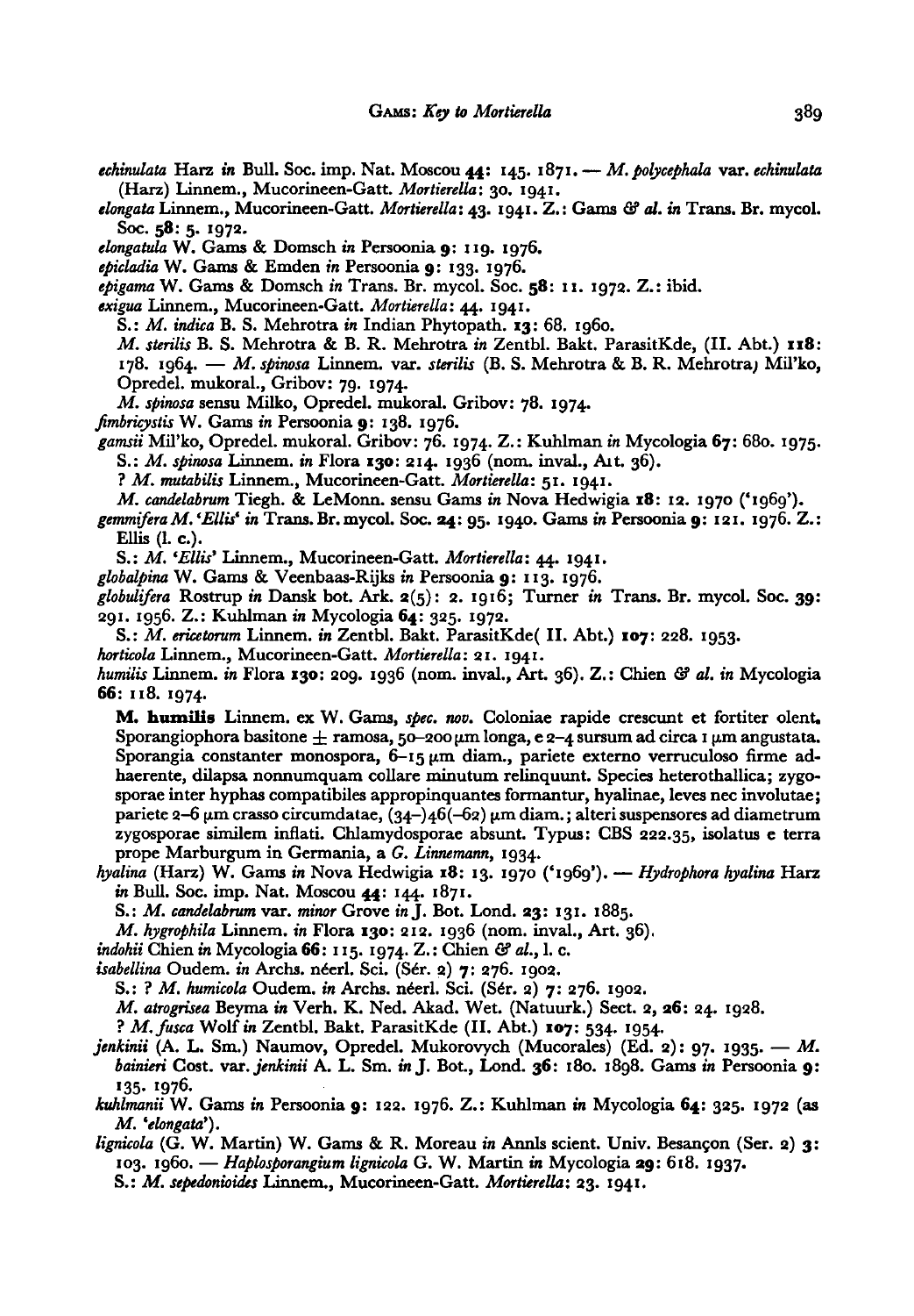*echinulata* Harz *in* Bull. Soc. imp. Nat. Moscou **44**: 145. 1871. — *M. polycephala* var. *echinulata* (Harz) Linnem., Mucorineen-Gatt. *Mortierella*: 30. 1941.

*elongata* Linnem., Mucorineen-Gatt. *Mortierella*: 43. 1941. Z.: Gams *& al. in* Trans. Br. mycol. Soc. **58**: 5. 1972.

*elongatula* W. Gams & Domsch *in* Persoonia **9**: 119. 1976.

*epicladia* W. Gams & Emden *in* Persoonia **9**: 133. 1976.

*epigama* W. Gams & Domsch *in* Trans. Br. mycol. Soc. **58**: 11. 1972. Z.: ibid.

*exigua* Linnem., Mucorineen-Gatt. *Mortierella*: 44. 1941.

S.: *M. indica* B. S. Mehrotra *in* Indian Phytopath. **13**: 68. 1960.

*M. sterilis* B. S. Mehrotra & B. R. Mehrotra *in* Zentbl. Bakt. ParasitKde, (II. Abt.) **118**: 178. 1964. — *M. spinosa* Linnem. var. *sterilis* (B. S. Mehrotra & B. R. Mehrotra) Mil'ko, Opredel. mukoral., Gribov: 79. 1974.

*M. spinosa* sensu Milko, Opredel. mukoral. Gribov: 78. 1974.

*fimbricystis* W. Gams *in* Persoonia **9**: 138. 1976.

*gamsii* Mil'ko, Opredel. mukoral. Gribov: 76. 1974. Z.: Kuhlman *in* Mycologia **67**: 680. 1975.

S.: *M. spinosa* Linnem. *in* Flora **130**: 214. 1936 (nom. inval., Art. 36).

? *M. mutabilis* Linnem., Mucorineen-Gatt. *Mortierella*: 51. 1941.

*M. candelabrum* Tiegh. & LeMonn. sensu Gams *in* Nova Hedwigia **18**: 12. 1970 ('1969').

*gemmifera M. 'Ellis'* in Trans. Br. mycol. Soc. **24**: 95. 1940. Gams *in* Persoonia **9**: 121. 1976. Z.: Ellis (l. c.).

S.: *M. 'Ellis'* Linnem., Mucorineen-Gatt. *Mortierella*: 44. 1941.

*globalpina* W. Gams & Veenbaas-Rijks *in* Persoonia **9**: 113. 1976.

*globulifera* Rostrup *in* Dansk bot. Ark. **2**(5): 2. 1916; Turner *in* Trans. Br. mycol. Soc. **39**: 291. 1956. Z.: Kuhlman *in* Mycologia **64**: 325. 1972.

S.: *M. ericetorum* Linnem. *in* Zentbl. Bakt. ParasitKde( II. Abt.) **107**: 228. 1953.

*horticola* Linnem., Mucorineen-Gatt. *Mortierella*: 21. 1941.

*humilis* Linnem. *in* Flora **130**: 209. 1936 (nom. inval., Art. 36). Z.: Chien *& al. in* Mycologia **66**: 118. 1974.

**M. humilis** Linnem. ex W. Gams, *spec. nov.* Coloniae rapide crescunt et fortiter olent. Sporangiophora basitone ± ramosa, 50–200 μm longa, e 2–4 sursum ad circa 1 μm angustata. Sporangia constanter monospora, 6–15 μm diam., pariete externo verruculoso firme adhaerente, dilapsa nonnumquam collare minutum relinquunt. Species heterothallica; zygosporae inter hyphas compatibiles appropinquantes formantur, hyalinae, leves nec involutae; pariete 2–6 μm crasso circumdatae, (34–)46(–62) μm diam.; alteri suspensores ad diametrum zygosporae similem inflati. Chlamydosporae absunt. Typus: CBS 222.35, isolatus e terra prope Marburgum in Germania, a *G. Linnemann*, 1934.

*hyalina* (Harz) W. Gams *in* Nova Hedwigia **18**: 13. 1970 ('1969'). — *Hydrophora hyalina* Harz *in* Bull. Soc. imp. Nat. Moscou **44**: 144. 1871.

S.: *M. candelabrum* var. *minor* Grove *in* J. Bot. Lond. **23**: 131. 1885.

*M. hygrophila* Linnem. *in* Flora **130**: 212. 1936 (nom. inval., Art. 36).

*indohii* Chien *in* Mycologia **66**: 115. 1974. Z.: Chien *& al.*, l. c.

*isabellina* Oudem. *in* Archs. néerl. Sci. (Sér. 2) **7**: 276. 1902.

S.: ? *M. humicola* Oudem. *in* Archs. néerl. Sci. (Sér. 2) **7**: 276. 1902.

*M. atrogrisea* Beyma *in* Verh. K. Ned. Akad. Wet. (Natuurk.) Sect. 2, **26**: 24. 1928.

? *M. fusca* Wolf *in* Zentbl. Bakt. ParasitKde (II. Abt.) **107**: 534. 1954.

*jenkinii* (A. L. Sm.) Naumov, Opredel. Mukorovych (Mucorales) (Ed. 2): 97. 1935. — *M. bainieri* Cost. var. *jenkinii* A. L. Sm. *in* J. Bot., Lond. **36**: 180. 1898. Gams *in* Persoonia **9**: 135. 1976.

*kuhlmanii* W. Gams *in* Persoonia **9**: 122. 1976. Z.: Kuhlman *in* Mycologia **64**: 325. 1972 (as *M. 'elongata'*).

*lignicola* (G. W. Martin) W. Gams & R. Moreau *in* Annls scient. Univ. Besançon (Ser. 2) **3**: 103. 1960. — *Haplosporangium lignicola* G. W. Martin *in* Mycologia **29**: 618. 1937.

S.: *M. sepedonioides* Linnem., Mucorineen-Gatt. *Mortierella*: 23. 1941.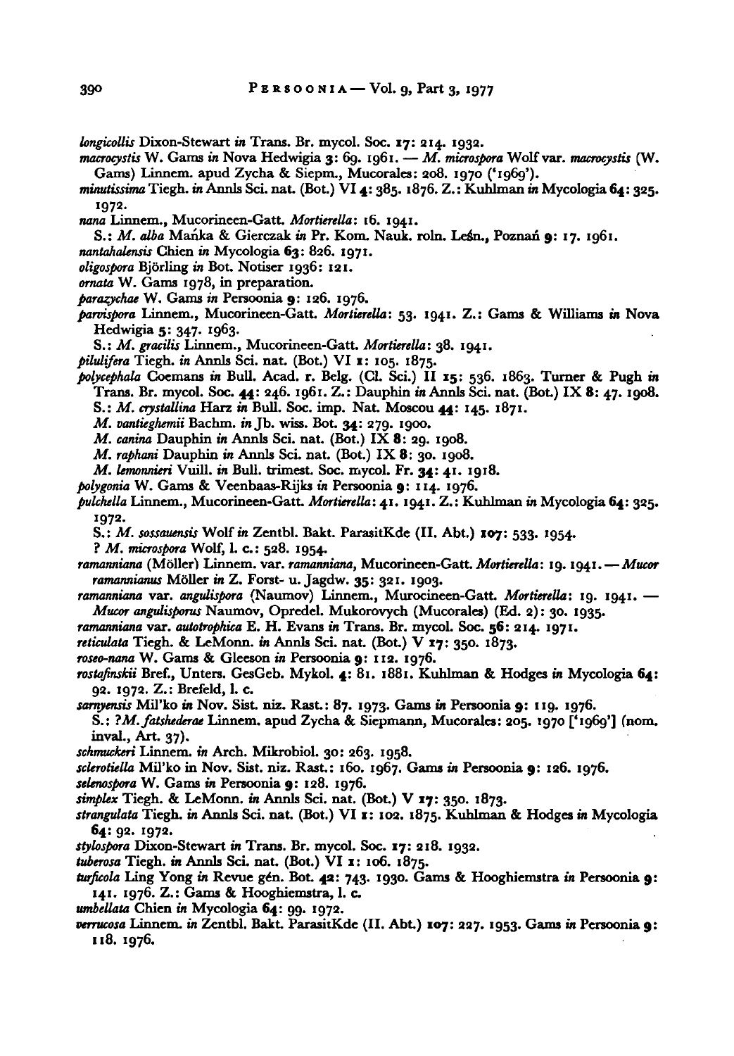*longicollis* Dixon-Stewart *in* Trans. Br. mycol. Soc. **17**: 214. 1932.

*macrocystis* W. Gams *in* Nova Hedwigia **3**: 69. 1961. — *M. microspora* Wolf var. *macrocystis* (W. Gams) Linnem. apud Zycha & Siepm., Mucorales: 208. 1970 ('1969').

*minutissima* Tiegh. *in* Annls Sci. nat. (Bot.) VI **4**: 385. 1876. Z.: Kuhlman *in* Mycologia **64**: 325. 1972.

*nana* Linnem., Mucorineen-Gatt. *Mortierella*: 16. 1941.
S.: *M. alba* Mańka & Gierczak *in* Pr. Kom. Nauk. roln. Leśn., Poznań **9**: 17. 1961.

*nantahalensis* Chien *in* Mycologia **63**: 826. 1971.

*oligospora* Björling *in* Bot. Notiser 1936: 121.

*ornata* W. Gams 1978, in preparation.

*parazychae* W. Gams *in* Persoonia **9**: 126. 1976.

*parvispora* Linnem., Mucorineen-Gatt. *Mortierella*: 53. 1941. Z.: Gams & Williams *in* Nova Hedwigia **5**: 347. 1963.
S.: *M. gracilis* Linnem., Mucorineen-Gatt. *Mortierella*: 38. 1941.

*pilulifera* Tiegh. *in* Annls Sci. nat. (Bot.) VI **1**: 105. 1875.

*polycephala* Coemans *in* Bull. Acad. r. Belg. (Cl. Sci.) II **15**: 536. 1863. Turner & Pugh *in* Trans. Br. mycol. Soc. **44**: 246. 1961. Z.: Dauphin *in* Annls Sci. nat. (Bot.) IX **8**: 47. 1908.
S.: *M. crystallina* Harz *in* Bull. Soc. imp. Nat. Moscou **44**: 145. 1871.
*M. vantieghemii* Bachm. *in* Jb. wiss. Bot. **34**: 279. 1900.
*M. canina* Dauphin *in* Annls Sci. nat. (Bot.) IX **8**: 29. 1908.
*M. raphani* Dauphin *in* Annls Sci. nat. (Bot.) IX **8**: 30. 1908.
*M. lemonnieri* Vuill. *in* Bull. trimest. Soc. mycol. Fr. **34**: 41. 1918.

*polygonia* W. Gams & Veenbaas-Rijks *in* Persoonia **9**: 114. 1976.

*pulchella* Linnem., Mucorineen-Gatt. *Mortierella*: 41. 1941. Z.: Kuhlman *in* Mycologia **64**: 325. 1972.
S.: *M. sossauensis* Wolf *in* Zentbl. Bakt. ParasitKde (II. Abt.) **107**: 533. 1954.
? *M. microspora* Wolf, l. c.: 528. 1954.

*ramanniana* (Möller) Linnem. var. *ramanniana*, Mucorineen-Gatt. *Mortierella*: 19. 1941. — *Mucor ramannianus* Möller *in* Z. Forst- u. Jagdw. **35**: 321. 1903.

*ramanniana* var. *angulispora* (Naumov) Linnem., Murocineen-Gatt. *Mortierella*: 19. 1941. — *Mucor angulisporus* Naumov, Opredel. Mukorovych (Mucorales) (Ed. 2): 30. 1935.

*ramanniana* var. *autotrophica* E. H. Evans *in* Trans. Br. mycol. Soc. **56**: 214. 1971.

*reticulata* Tiegh. & LeMonn. *in* Annls Sci. nat. (Bot.) V **17**: 350. 1873.

*roseo-nana* W. Gams & Gleeson *in* Persoonia **9**: 112. 1976.

*rostafinskii* Bref., Unters. GesGeb. Mykol. **4**: 81. 1881. Kuhlman & Hodges *in* Mycologia **64**: 92. 1972. Z.: Brefeld, l. c.

*sarnyensis* Mil'ko *in* Nov. Sist. niz. Rast.: 87. 1973. Gams *in* Persoonia **9**: 119. 1976.
S.: ?*M. fatshederae* Linnem. apud Zycha & Siepmann, Mucorales: 205. 1970 ['1969'] (nom. inval., Art. 37).

*schmuckeri* Linnem. *in* Arch. Mikrobiol. 30: 263. 1958.

*sclerotiella* Mil'ko in Nov. Sist. niz. Rast.: 160. 1967. Gams *in* Persoonia **9**: 126. 1976.

*selenospora* W. Gams *in* Persoonia **9**: 128. 1976.

*simplex* Tiegh. & LeMonn. *in* Annls Sci. nat. (Bot.) V **17**: 350. 1873.

*strangulata* Tiegh. *in* Annls Sci. nat. (Bot.) VI **1**: 102. 1875. Kuhlman & Hodges *in* Mycologia **64**: 92. 1972.

*stylospora* Dixon-Stewart *in* Trans. Br. mycol. Soc. **17**: 218. 1932.

*tuberosa* Tiegh. *in* Annls Sci. nat. (Bot.) VI **1**: 106. 1875.

*turficola* Ling Yong *in* Revue gén. Bot. **42**: 743. 1930. Gams & Hooghiemstra *in* Persoonia **9**: 141. 1976. Z.: Gams & Hooghiemstra, l. c.

*umbellata* Chien *in* Mycologia **64**: 99. 1972.

*verrucosa* Linnem. *in* Zentbl. Bakt. ParasitKde (II. Abt.) **107**: 227. 1953. Gams *in* Persoonia **9**: 118. 1976.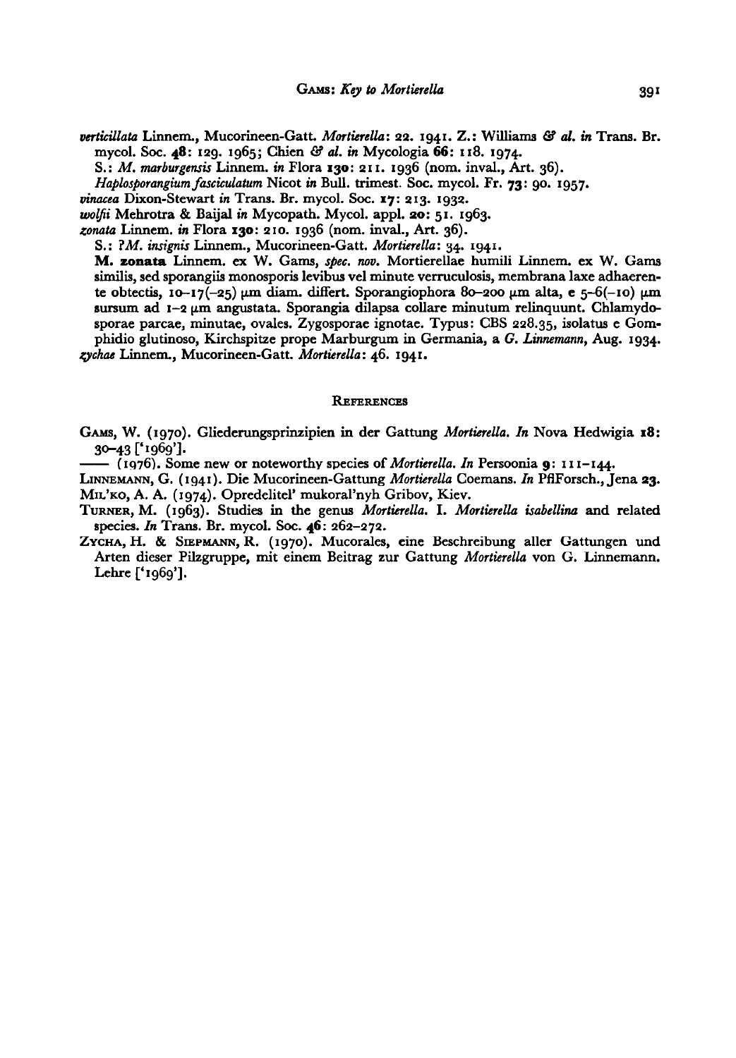*verticillata* Linnem., Mucorineen-Gatt. *Mortierella*: 22. 1941. Z.: Williams *& al. in* Trans. Br. mycol. Soc. **48**: 129. 1965; Chien *& al. in* Mycologia **66**: 118. 1974.

S.: *M. marburgensis* Linnem. *in* Flora **130**: 211. 1936 (nom. inval., Art. 36).

*Haplosporangium fasciculatum* Nicot *in* Bull. trimest. Soc. mycol. Fr. **73**: 90. 1957.

*vinacea* Dixon-Stewart *in* Trans. Br. mycol. Soc. **17**: 213. 1932.

*wolfii* Mehrotra & Baijal *in* Mycopath. Mycol. appl. **20**: 51. 1963.

*zonata* Linnem. *in* Flora **130**: 210. 1936 (nom. inval., Art. 36).

S.: *?M. insignis* Linnem., Mucorineen-Gatt. *Mortierella*: 34. 1941.

**M. zonata** Linnem. ex W. Gams, *spec. nov.* Mortierellae humili Linnem. ex W. Gams similis, sed sporangiis monosporis levibus vel minute verruculosis, membrana laxe adhaerente obtectis, 10–17(–25) µm diam. differt. Sporangiophora 80–200 µm alta, e 5–6(–10) µm sursum ad 1–2 µm angustata. Sporangia dilapsa collare minutum relinquunt. Chlamydosporae parcae, minutae, ovales. Zygosporae ignotae. Typus: CBS 228.35, isolatus e Gomphidio glutinoso, Kirchspitze prope Marburgum in Germania, a *G. Linnemann*, Aug. 1934.

*zychae* Linnem., Mucorineen-Gatt. *Mortierella*: 46. 1941.

## References

Gams, W. (1970). Gliederungsprinzipien in der Gattung *Mortierella*. *In* Nova Hedwigia **18**: 30–43 ['1969'].

—— (1976). Some new or noteworthy species of *Mortierella*. *In* Persoonia **9**: 111–144.

Linnemann, G. (1941). Die Mucorineen-Gattung *Mortierella* Coemans. *In* PflForsch., Jena **23**.

Mil'ko, A. A. (1974). Opredelitel' mukoral'nyh Gribov, Kiev.

Turner, M. (1963). Studies in the genus *Mortierella*. I. *Mortierella isabellina* and related species. *In* Trans. Br. mycol. Soc. **46**: 262–272.

Zycha, H. & Siepmann, R. (1970). Mucorales, eine Beschreibung aller Gattungen und Arten dieser Pilzgruppe, mit einem Beitrag zur Gattung *Mortierella* von G. Linnemann. Lehre ['1969'].